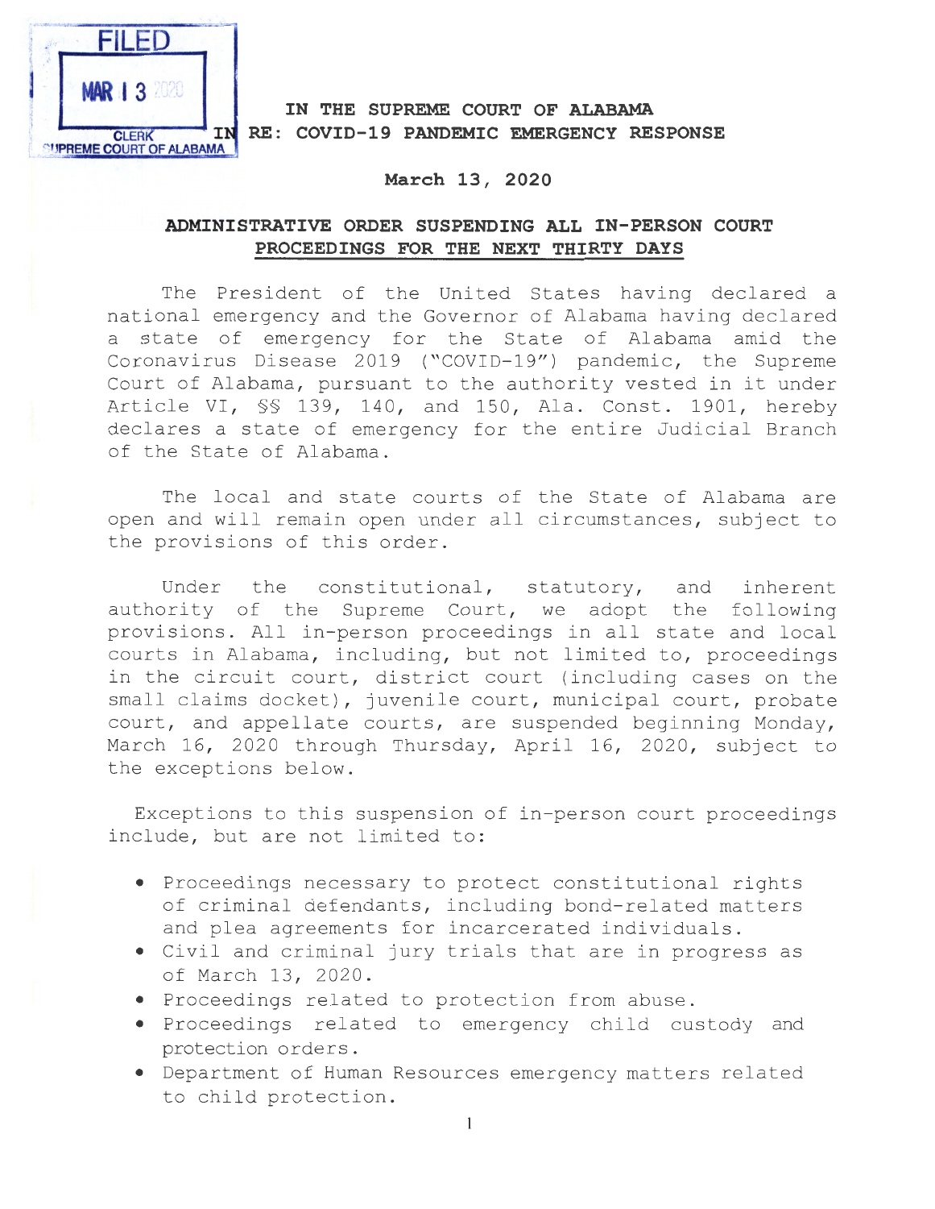FILED

MAR 13 2020

CLERK
SUPREME COURT OF ALABAMA

**IN THE SUPREME COURT OF ALABAMA**

**IN RE: COVID-19 PANDEMIC EMERGENCY RESPONSE**

**March 13, 2020**

## ADMINISTRATIVE ORDER SUSPENDING ALL IN-PERSON COURT PROCEEDINGS FOR THE NEXT THIRTY DAYS

The President of the United States having declared a national emergency and the Governor of Alabama having declared a state of emergency for the State of Alabama amid the Coronavirus Disease 2019 ("COVID-19") pandemic, the Supreme Court of Alabama, pursuant to the authority vested in it under Article VI, §§ 139, 140, and 150, Ala. Const. 1901, hereby declares a state of emergency for the entire Judicial Branch of the State of Alabama.

The local and state courts of the State of Alabama are open and will remain open under all circumstances, subject to the provisions of this order.

Under the constitutional, statutory, and inherent authority of the Supreme Court, we adopt the following provisions. All in-person proceedings in all state and local courts in Alabama, including, but not limited to, proceedings in the circuit court, district court (including cases on the small claims docket), juvenile court, municipal court, probate court, and appellate courts, are suspended beginning Monday, March 16, 2020 through Thursday, April 16, 2020, subject to the exceptions below.

Exceptions to this suspension of in-person court proceedings include, but are not limited to:

- Proceedings necessary to protect constitutional rights of criminal defendants, including bond-related matters and plea agreements for incarcerated individuals.
- Civil and criminal jury trials that are in progress as of March 13, 2020.
- Proceedings related to protection from abuse.
- Proceedings related to emergency child custody and protection orders.
- Department of Human Resources emergency matters related to child protection.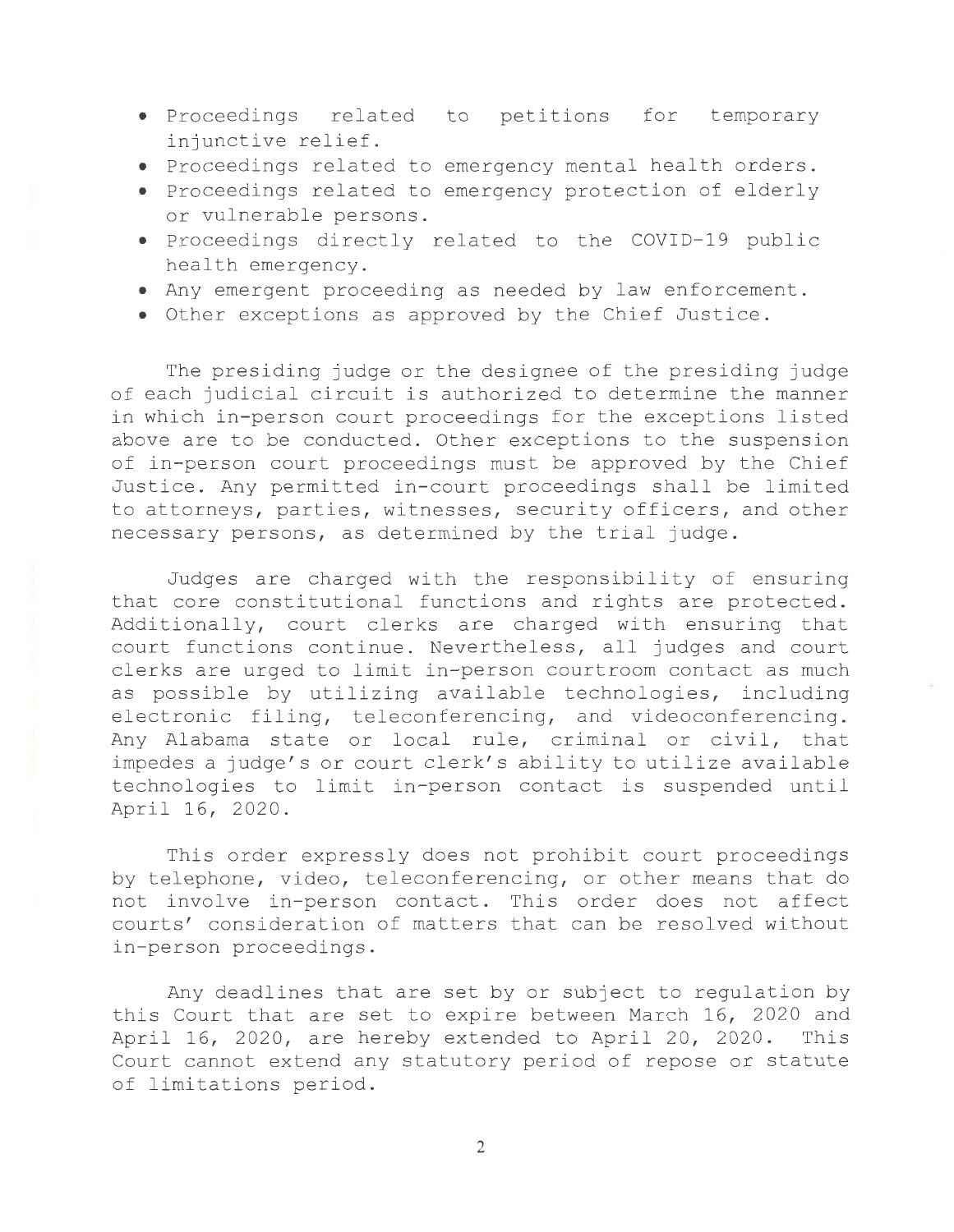- Proceedings related to petitions for temporary injunctive relief.
- Proceedings related to emergency mental health orders.
- Proceedings related to emergency protection of elderly or vulnerable persons.
- Proceedings directly related to the COVID-19 public health emergency.
- Any emergent proceeding as needed by law enforcement.
- Other exceptions as approved by the Chief Justice.

The presiding judge or the designee of the presiding judge of each judicial circuit is authorized to determine the manner in which in-person court proceedings for the exceptions listed above are to be conducted. Other exceptions to the suspension of in-person court proceedings must be approved by the Chief Justice. Any permitted in-court proceedings shall be limited to attorneys, parties, witnesses, security officers, and other necessary persons, as determined by the trial judge.

Judges are charged with the responsibility of ensuring that core constitutional functions and rights are protected. Additionally, court clerks are charged with ensuring that court functions continue. Nevertheless, all judges and court clerks are urged to limit in-person courtroom contact as much as possible by utilizing available technologies, including electronic filing, teleconferencing, and videoconferencing. Any Alabama state or local rule, criminal or civil, that impedes a judge's or court clerk's ability to utilize available technologies to limit in-person contact is suspended until April 16, 2020.

This order expressly does not prohibit court proceedings by telephone, video, teleconferencing, or other means that do not involve in-person contact. This order does not affect courts' consideration of matters that can be resolved without in-person proceedings.

Any deadlines that are set by or subject to regulation by this Court that are set to expire between March 16, 2020 and April 16, 2020, are hereby extended to April 20, 2020. This Court cannot extend any statutory period of repose or statute of limitations period.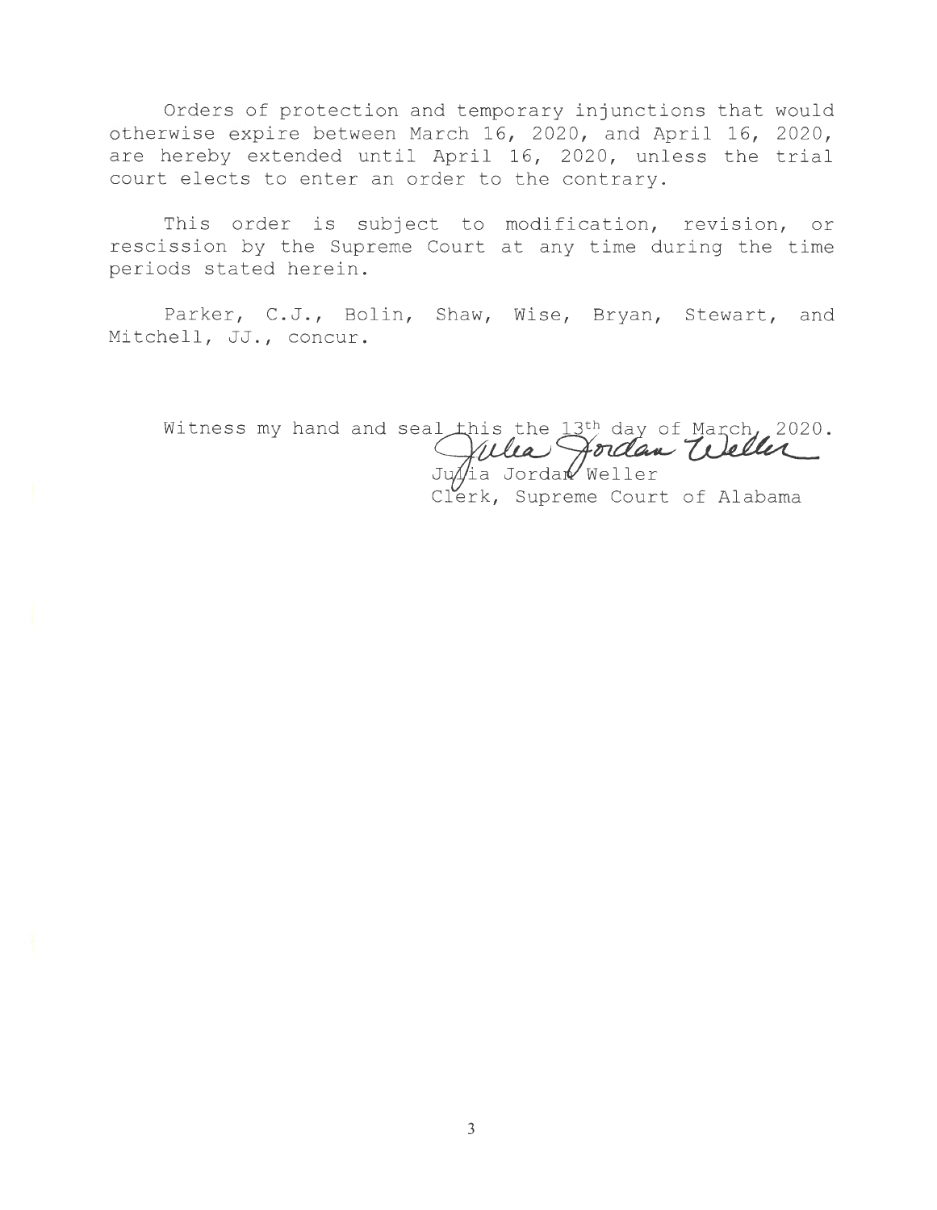Orders of protection and temporary injunctions that would otherwise expire between March 16, 2020, and April 16, 2020, are hereby extended until April 16, 2020, unless the trial court elects to enter an order to the contrary.

This order is subject to modification, revision, or rescission by the Supreme Court at any time during the time periods stated herein.

Parker, C.J., Bolin, Shaw, Wise, Bryan, Stewart, and Mitchell, JJ., concur.

Witness my hand and seal this the 13th day of March, 2020.

Julia Jordan Weller

Clerk, Supreme Court of Alabama